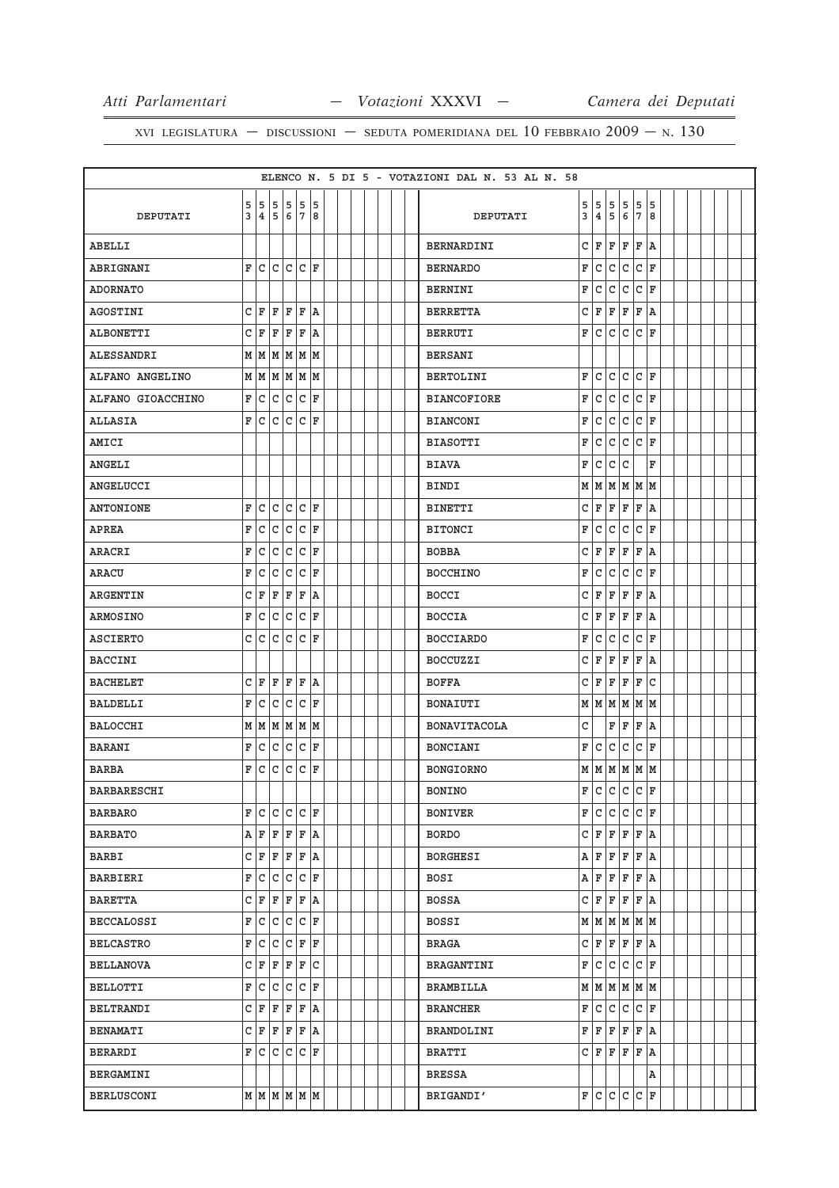ELENCO N. 5 DI 5 - VOTAZIONI DAL N. 53 AL N. 58

| DEPUTATI | 53 | 54 | 55 | 56 | 57 | 58 | DEPUTATI | 53 | 54 | 55 | 56 | 57 | 58 |
|---|---|---|---|---|---|---|---|---|---|---|---|---|---|
| ABELLI | | | | | | | BERNARDINI | C | F | F | F | F | A |
| ABRIGNANI | F | C | C | C | C | F | BERNARDO | F | C | C | C | C | F |
| ADORNATO | | | | | | | BERNINI | F | C | C | C | C | F |
| AGOSTINI | C | F | F | F | F | A | BERRETTA | C | F | F | F | F | A |
| ALBONETTI | C | F | F | F | F | A | BERRUTI | F | C | C | C | C | F |
| ALESSANDRI | M | M | M | M | M | M | BERSANI | | | | | | |
| ALFANO ANGELINO | M | M | M | M | M | M | BERTOLINI | F | C | C | C | C | F |
| ALFANO GIOACCHINO | F | C | C | C | C | F | BIANCOFIORE | F | C | C | C | C | F |
| ALLASIA | F | C | C | C | C | F | BIANCONI | F | C | C | C | C | F |
| AMICI | | | | | | | BIASOTTI | F | C | C | C | C | F |
| ANGELI | | | | | | | BIAVA | F | C | C | C | | F |
| ANGELUCCI | | | | | | | BINDI | M | M | M | M | M | M |
| ANTONIONE | F | C | C | C | C | F | BINETTI | C | F | F | F | F | A |
| APREA | F | C | C | C | C | F | BITONCI | F | C | C | C | C | F |
| ARACRI | F | C | C | C | C | F | BOBBA | C | F | F | F | F | A |
| ARACU | F | C | C | C | C | F | BOCCHINO | F | C | C | C | C | F |
| ARGENTIN | C | F | F | F | F | A | BOCCI | C | F | F | F | F | A |
| ARMOSINO | F | C | C | C | C | F | BOCCIA | C | F | F | F | F | A |
| ASCIERTO | C | C | C | C | C | F | BOCCIARDO | F | C | C | C | C | F |
| BACCINI | | | | | | | BOCCUZZI | C | F | F | F | F | A |
| BACHELET | C | F | F | F | F | A | BOFFA | C | F | F | F | F | C |
| BALDELLI | F | C | C | C | C | F | BONAIUTI | M | M | M | M | M | M |
| BALOCCHI | M | M | M | M | M | M | BONAVITACOLA | C | | F | F | F | A |
| BARANI | F | C | C | C | C | F | BONCIANI | F | C | C | C | C | F |
| BARBA | F | C | C | C | C | F | BONGIORNO | M | M | M | M | M | M |
| BARBARESCHI | | | | | | | BONINO | F | C | C | C | C | F |
| BARBARO | F | C | C | C | C | F | BONIVER | F | C | C | C | C | F |
| BARBATO | A | F | F | F | F | A | BORDO | C | F | F | F | F | A |
| BARBI | C | F | F | F | F | A | BORGHESI | A | F | F | F | F | A |
| BARBIERI | F | C | C | C | C | F | BOSI | A | F | F | F | F | A |
| BARETTA | C | F | F | F | F | A | BOSSA | C | F | F | F | F | A |
| BECCALOSSI | F | C | C | C | C | F | BOSSI | M | M | M | M | M | M |
| BELCASTRO | F | C | C | C | F | F | BRAGA | C | F | F | F | F | A |
| BELLANOVA | C | F | F | F | F | C | BRAGANTINI | F | C | C | C | C | F |
| BELLOTTI | F | C | C | C | C | F | BRAMBILLA | M | M | M | M | M | M |
| BELTRANDI | C | F | F | F | F | A | BRANCHER | F | C | C | C | C | F |
| BENAMATI | C | F | F | F | F | A | BRANDOLINI | F | F | F | F | F | A |
| BERARDI | F | C | C | C | C | F | BRATTI | C | F | F | F | F | A |
| BERGAMINI | | | | | | | BRESSA | | | | | | A |
| BERLUSCONI | M | M | M | M | M | M | BRIGANDI' | F | C | C | C | C | F |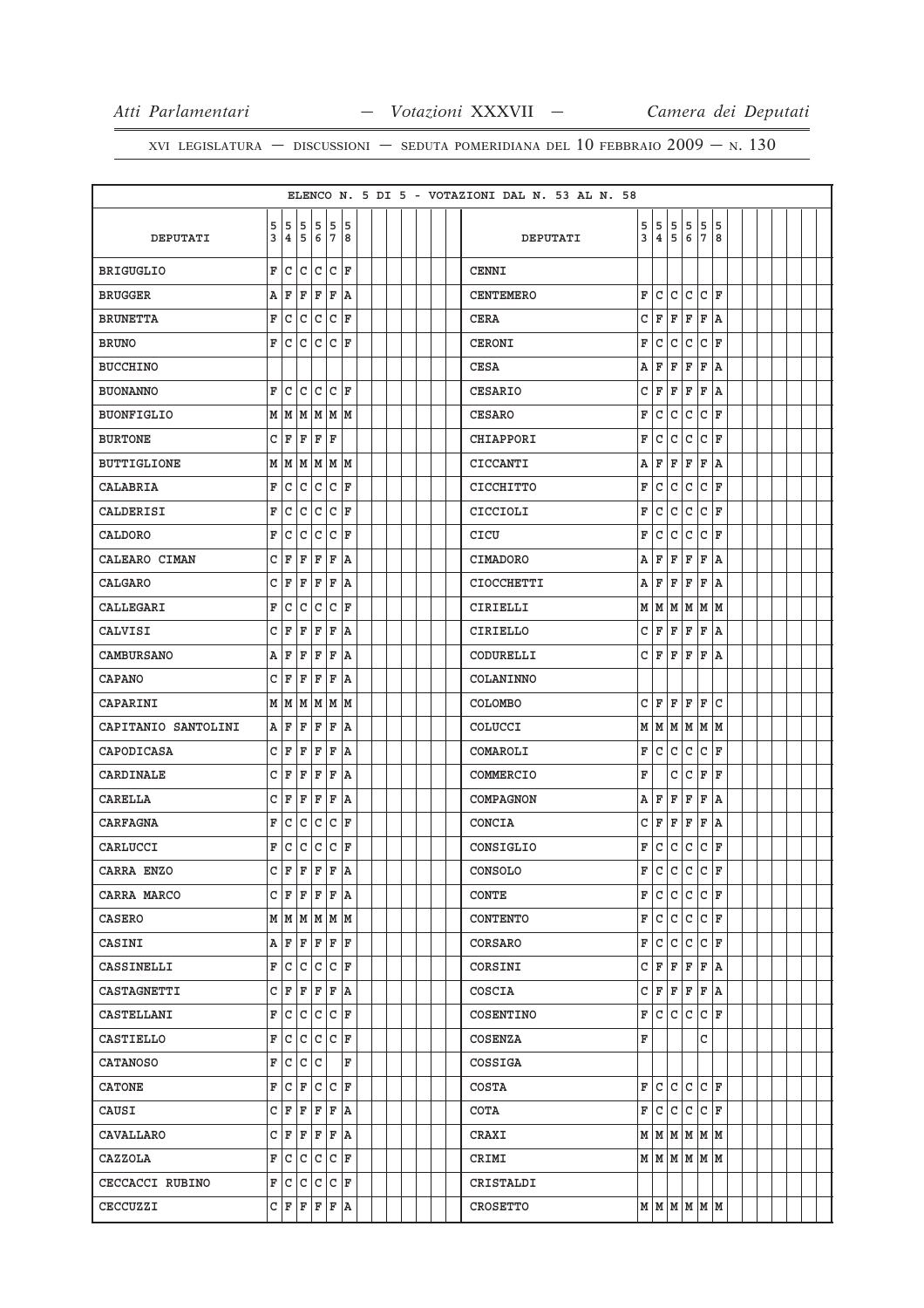ELENCO N. 5 DI 5 - VOTAZIONI DAL N. 53 AL N. 58

| DEPUTATI | 53 | 54 | 55 | 56 | 57 | 58 | DEPUTATI | 53 | 54 | 55 | 56 | 57 | 58 |
|---|---|---|---|---|---|---|---|---|---|---|---|---|---|
| BRIGUGLIO | F | C | C | C | C | F | CENNI | | | | | | |
| BRUGGER | A | F | F | F | F | A | CENTEMERO | F | C | C | C | C | F |
| BRUNETTA | F | C | C | C | C | F | CERA | C | F | F | F | F | A |
| BRUNO | F | C | C | C | C | F | CERONI | F | C | C | C | C | F |
| BUCCHINO | | | | | | | CESA | A | F | F | F | F | A |
| BUONANNO | F | C | C | C | C | F | CESARIO | C | F | F | F | F | A |
| BUONFIGLIO | M | M | M | M | M | M | CESARO | F | C | C | C | C | F |
| BURTONE | C | F | F | F | F | | CHIAPPORI | F | C | C | C | C | F |
| BUTTIGLIONE | M | M | M | M | M | M | CICCANTI | A | F | F | F | F | A |
| CALABRIA | F | C | C | C | C | F | CICCHITTO | F | C | C | C | C | F |
| CALDERISI | F | C | C | C | C | F | CICCIOLI | F | C | C | C | C | F |
| CALDORO | F | C | C | C | C | F | CICU | F | C | C | C | C | F |
| CALEARO CIMAN | C | F | F | F | F | A | CIMADORO | A | F | F | F | F | A |
| CALGARO | C | F | F | F | F | A | CIOCCHETTI | A | F | F | F | F | A |
| CALLEGARI | F | C | C | C | C | F | CIRIELLI | M | M | M | M | M | M |
| CALVISI | C | F | F | F | F | A | CIRIELLO | C | F | F | F | F | A |
| CAMBURSANO | A | F | F | F | F | A | CODURELLI | C | F | F | F | F | A |
| CAPANO | C | F | F | F | F | A | COLANINNO | | | | | | |
| CAPARINI | M | M | M | M | M | M | COLOMBO | C | F | F | F | F | C |
| CAPITANIO SANTOLINI | A | F | F | F | F | A | COLUCCI | M | M | M | M | M | M |
| CAPODICASA | C | F | F | F | F | A | COMAROLI | F | C | C | C | C | F |
| CARDINALE | C | F | F | F | F | A | COMMERCIO | F | | C | C | F | F |
| CARELLA | C | F | F | F | F | A | COMPAGNON | A | F | F | F | F | A |
| CARFAGNA | F | C | C | C | C | F | CONCIA | C | F | F | F | F | A |
| CARLUCCI | F | C | C | C | C | F | CONSIGLIO | F | C | C | C | C | F |
| CARRA ENZO | C | F | F | F | F | A | CONSOLO | F | C | C | C | C | F |
| CARRA MARCO | C | F | F | F | F | A | CONTE | F | C | C | C | C | F |
| CASERO | M | M | M | M | M | M | CONTENTO | F | C | C | C | C | F |
| CASINI | A | F | F | F | F | F | CORSARO | F | C | C | C | C | F |
| CASSINELLI | F | C | C | C | C | F | CORSINI | C | F | F | F | F | A |
| CASTAGNETTI | C | F | F | F | F | A | COSCIA | C | F | F | F | F | A |
| CASTELLANI | F | C | C | C | C | F | COSENTINO | F | C | C | C | C | F |
| CASTIELLO | F | C | C | C | C | F | COSENZA | F | | | | C | |
| CATANOSO | F | C | C | C | | F | COSSIGA | | | | | | |
| CATONE | F | C | F | C | C | F | COSTA | F | C | C | C | C | F |
| CAUSI | C | F | F | F | F | A | COTA | F | C | C | C | C | F |
| CAVALLARO | C | F | F | F | F | A | CRAXI | M | M | M | M | M | M |
| CAZZOLA | F | C | C | C | C | F | CRIMI | M | M | M | M | M | M |
| CECCACCI RUBINO | F | C | C | C | C | F | CRISTALDI | | | | | | |
| CECCUZZI | C | F | F | F | F | A | CROSETTO | M | M | M | M | M | M |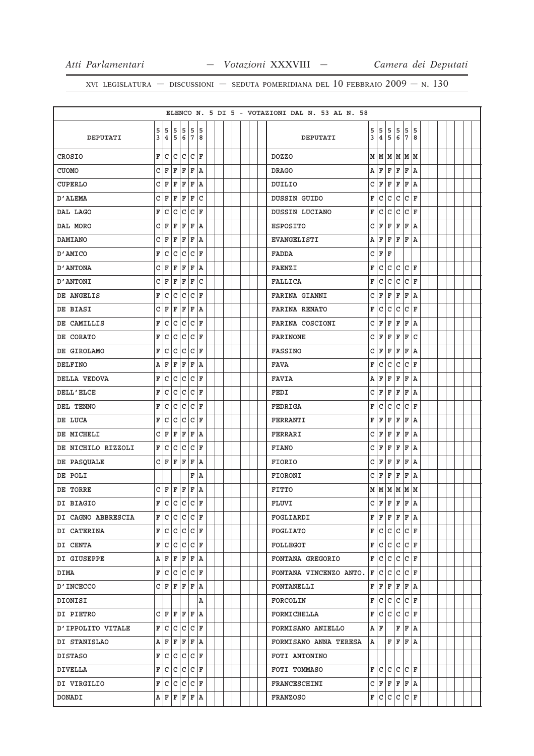ELENCO N. 5 DI 5 - VOTAZIONI DAL N. 53 AL N. 58

| DEPUTATI | 53 | 54 | 55 | 56 | 57 | 58 | DEPUTATI | 53 | 54 | 55 | 56 | 57 | 58 |
|---|---|---|---|---|---|---|---|---|---|---|---|---|---|
| CROSIO | F | C | C | C | C | F | DOZZO | M | M | M | M | M | M |
| CUOMO | C | F | F | F | F | A | DRAGO | A | F | F | F | F | A |
| CUPERLO | C | F | F | F | F | A | DUILIO | C | F | F | F | F | A |
| D'ALEMA | C | F | F | F | F | C | DUSSIN GUIDO | F | C | C | C | C | F |
| DAL LAGO | F | C | C | C | C | F | DUSSIN LUCIANO | F | C | C | C | C | F |
| DAL MORO | C | F | F | F | F | A | ESPOSITO | C | F | F | F | F | A |
| DAMIANO | C | F | F | F | F | A | EVANGELISTI | A | F | F | F | F | A |
| D'AMICO | F | C | C | C | C | F | FADDA | C | F | F | | | |
| D'ANTONA | C | F | F | F | F | A | FAENZI | F | C | C | C | C | F |
| D'ANTONI | C | F | F | F | F | C | FALLICA | F | C | C | C | C | F |
| DE ANGELIS | F | C | C | C | C | F | FARINA GIANNI | C | F | F | F | F | A |
| DE BIASI | C | F | F | F | F | A | FARINA RENATO | F | C | C | C | C | F |
| DE CAMILLIS | F | C | C | C | C | F | FARINA COSCIONI | C | F | F | F | F | A |
| DE CORATO | F | C | C | C | C | F | FARINONE | C | F | F | F | F | C |
| DE GIROLAMO | F | C | C | C | C | F | FASSINO | C | F | F | F | F | A |
| DELFINO | A | F | F | F | F | A | FAVA | F | C | C | C | C | F |
| DELLA VEDOVA | F | C | C | C | C | F | FAVIA | A | F | F | F | F | A |
| DELL'ELCE | F | C | C | C | C | F | FEDI | C | F | F | F | F | A |
| DEL TENNO | F | C | C | C | C | F | FEDRIGA | F | C | C | C | C | F |
| DE LUCA | F | C | C | C | C | F | FERRANTI | F | F | F | F | F | A |
| DE MICHELI | C | F | F | F | F | A | FERRARI | C | F | F | F | F | A |
| DE NICHILO RIZZOLI | F | C | C | C | C | F | FIANO | C | F | F | F | F | A |
| DE PASQUALE | C | F | F | F | F | A | FIORIO | C | F | F | F | F | A |
| DE POLI | | | | | F | A | FIORONI | C | F | F | F | F | A |
| DE TORRE | C | F | F | F | F | A | FITTO | M | M | M | M | M | M |
| DI BIAGIO | F | C | C | C | C | F | FLUVI | C | F | F | F | F | A |
| DI CAGNO ABBRESCIA | F | C | C | C | C | F | FOGLIARDI | F | F | F | F | F | A |
| DI CATERINA | F | C | C | C | C | F | FOGLIATO | F | C | C | C | C | F |
| DI CENTA | F | C | C | C | C | F | FOLLEGOT | F | C | C | C | C | F |
| DI GIUSEPPE | A | F | F | F | F | A | FONTANA GREGORIO | F | C | C | C | C | F |
| DIMA | F | C | C | C | C | F | FONTANA VINCENZO ANTO. | F | C | C | C | C | F |
| D'INCECCO | C | F | F | F | F | A | FONTANELLI | F | F | F | F | F | A |
| DIONISI | | | | | | A | FORCOLIN | F | C | C | C | C | F |
| DI PIETRO | C | F | F | F | F | A | FORMICHELLA | F | C | C | C | C | F |
| D'IPPOLITO VITALE | F | C | C | C | C | F | FORMISANO ANIELLO | A | F | | F | F | A |
| DI STANISLAO | A | F | F | F | F | A | FORMISANO ANNA TERESA | A | | F | F | F | A |
| DISTASO | F | C | C | C | C | F | FOTI ANTONINO | | | | | | |
| DIVELLA | F | C | C | C | C | F | FOTI TOMMASO | F | C | C | C | C | F |
| DI VIRGILIO | F | C | C | C | C | F | FRANCESCHINI | C | F | F | F | F | A |
| DONADI | A | F | F | F | F | A | FRANZOSO | F | C | C | C | C | F |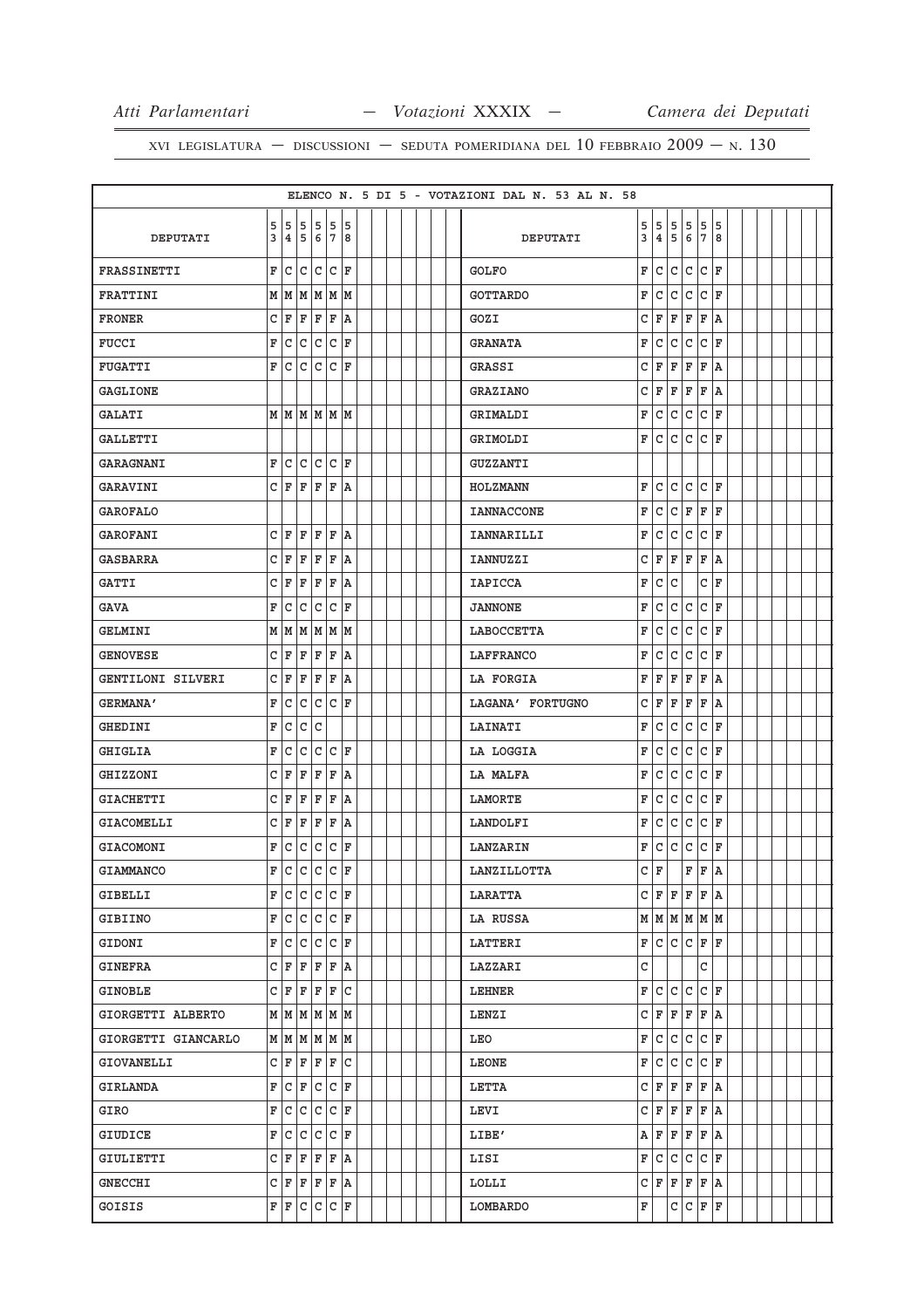ELENCO N. 5 DI 5 - VOTAZIONI DAL N. 53 AL N. 58

| DEPUTATI | 53 | 54 | 55 | 56 | 57 | 58 | DEPUTATI | 53 | 54 | 55 | 56 | 57 | 58 |
|---|---|---|---|---|---|---|---|---|---|---|---|---|---|
| FRASSINETTI | F | C | C | C | C | F | GOLFO | F | C | C | C | C | F |
| FRATTINI | M | M | M | M | M | M | GOTTARDO | F | C | C | C | C | F |
| FRONER | C | F | F | F | F | A | GOZI | C | F | F | F | F | A |
| FUCCI | F | C | C | C | C | F | GRANATA | F | C | C | C | C | F |
| FUGATTI | F | C | C | C | C | F | GRASSI | C | F | F | F | F | A |
| GAGLIONE | | | | | | | GRAZIANO | C | F | F | F | F | A |
| GALATI | M | M | M | M | M | M | GRIMALDI | F | C | C | C | C | F |
| GALLETTI | | | | | | | GRIMOLDI | F | C | C | C | C | F |
| GARAGNANI | F | C | C | C | C | F | GUZZANTI | | | | | | |
| GARAVINI | C | F | F | F | F | A | HOLZMANN | F | C | C | C | C | F |
| GAROFALO | | | | | | | IANNACCONE | F | C | C | F | F | F |
| GAROFANI | C | F | F | F | F | A | IANNARILLI | F | C | C | C | C | F |
| GASBARRA | C | F | F | F | F | A | IANNUZZI | C | F | F | F | F | A |
| GATTI | C | F | F | F | F | A | IAPICCA | F | C | C | | C | F |
| GAVA | F | C | C | C | C | F | JANNONE | F | C | C | C | C | F |
| GELMINI | M | M | M | M | M | M | LABOCCETTA | F | C | C | C | C | F |
| GENOVESE | C | F | F | F | F | A | LAFFRANCO | F | C | C | C | C | F |
| GENTILONI SILVERI | C | F | F | F | F | A | LA FORGIA | F | F | F | F | F | A |
| GERMANA' | F | C | C | C | C | F | LAGANA' FORTUGNO | C | F | F | F | F | A |
| GHEDINI | F | C | C | C | | | LAINATI | F | C | C | C | C | F |
| GHIGLIA | F | C | C | C | C | F | LA LOGGIA | F | C | C | C | C | F |
| GHIZZONI | C | F | F | F | F | A | LA MALFA | F | C | C | C | C | F |
| GIACHETTI | C | F | F | F | F | A | LAMORTE | F | C | C | C | C | F |
| GIACOMELLI | C | F | F | F | F | A | LANDOLFI | F | C | C | C | C | F |
| GIACOMONI | F | C | C | C | C | F | LANZARIN | F | C | C | C | C | F |
| GIAMMANCO | F | C | C | C | C | F | LANZILLOTTA | C | F | | F | F | A |
| GIBELLI | F | C | C | C | C | F | LARATTA | C | F | F | F | F | A |
| GIBIINO | F | C | C | C | C | F | LA RUSSA | M | M | M | M | M | M |
| GIDONI | F | C | C | C | C | F | LATTERI | F | C | C | C | F | F |
| GINEFRA | C | F | F | F | F | A | LAZZARI | C | | | | C | |
| GINOBLE | C | F | F | F | F | C | LEHNER | F | C | C | C | C | F |
| GIORGETTI ALBERTO | M | M | M | M | M | M | LENZI | C | F | F | F | F | A |
| GIORGETTI GIANCARLO | M | M | M | M | M | M | LEO | F | C | C | C | C | F |
| GIOVANELLI | C | F | F | F | F | C | LEONE | F | C | C | C | C | F |
| GIRLANDA | F | C | F | C | C | F | LETTA | C | F | F | F | F | A |
| GIRO | F | C | C | C | C | F | LEVI | C | F | F | F | F | A |
| GIUDICE | F | C | C | C | C | F | LIBE' | A | F | F | F | F | A |
| GIULIETTI | C | F | F | F | F | A | LISI | F | C | C | C | C | F |
| GNECCHI | C | F | F | F | F | A | LOLLI | C | F | F | F | F | A |
| GOISIS | F | F | C | C | C | F | LOMBARDO | F | | C | C | F | F |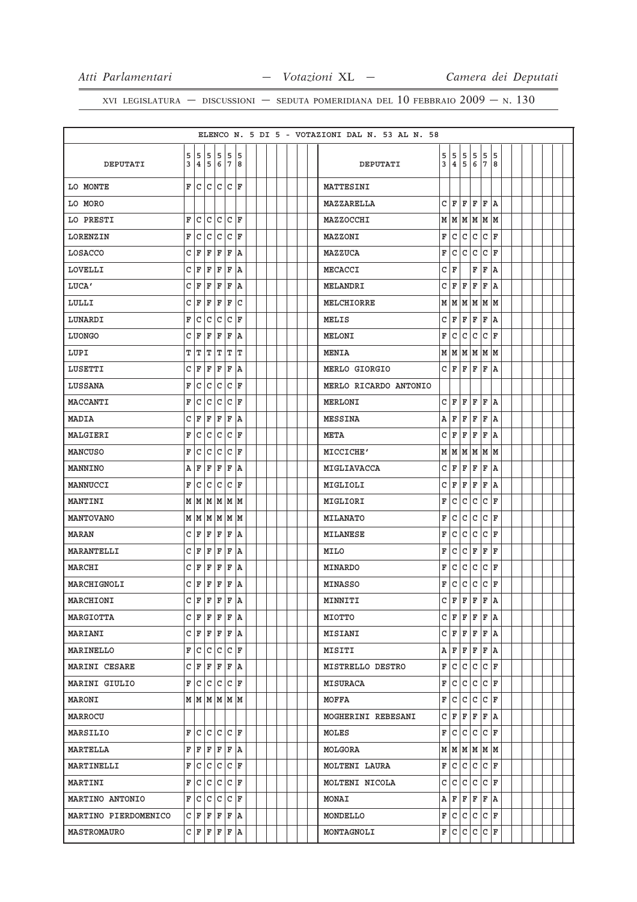ELENCO N. 5 DI 5 - VOTAZIONI DAL N. 53 AL N. 58

| DEPUTATI | 53 | 54 | 55 | 56 | 57 | 58 | DEPUTATI | 53 | 54 | 55 | 56 | 57 | 58 |
|---|---|---|---|---|---|---|---|---|---|---|---|---|---|
| LO MONTE | F | C | C | C | C | F | MATTESINI | | | | | | |
| LO MORO | | | | | | | MAZZARELLA | C | F | F | F | F | A |
| LO PRESTI | F | C | C | C | C | F | MAZZOCCHI | M | M | M | M | M | M |
| LORENZIN | F | C | C | C | C | F | MAZZONI | F | C | C | C | C | F |
| LOSACCO | C | F | F | F | F | A | MAZZUCA | F | C | C | C | C | F |
| LOVELLI | C | F | F | F | F | A | MECACCI | C | F | | F | F | A |
| LUCA' | C | F | F | F | F | A | MELANDRI | C | F | F | F | F | A |
| LULLI | C | F | F | F | F | C | MELCHIORRE | M | M | M | M | M | M |
| LUNARDI | F | C | C | C | C | F | MELIS | C | F | F | F | F | A |
| LUONGO | C | F | F | F | F | A | MELONI | F | C | C | C | C | F |
| LUPI | T | T | T | T | T | T | MENIA | M | M | M | M | M | M |
| LUSETTI | C | F | F | F | F | A | MERLO GIORGIO | C | F | F | F | F | A |
| LUSSANA | F | C | C | C | C | F | MERLO RICARDO ANTONIO | | | | | | |
| MACCANTI | F | C | C | C | C | F | MERLONI | C | F | F | F | F | A |
| MADIA | C | F | F | F | F | A | MESSINA | A | F | F | F | F | A |
| MALGIERI | F | C | C | C | C | F | META | C | F | F | F | F | A |
| MANCUSO | F | C | C | C | C | F | MICCICHE' | M | M | M | M | M | M |
| MANNINO | A | F | F | F | F | A | MIGLIAVACCA | C | F | F | F | F | A |
| MANNUCCI | F | C | C | C | C | F | MIGLIOLI | C | F | F | F | F | A |
| MANTINI | M | M | M | M | M | M | MIGLIORI | F | C | C | C | C | F |
| MANTOVANO | M | M | M | M | M | M | MILANATO | F | C | C | C | C | F |
| MARAN | C | F | F | F | F | A | MILANESE | F | C | C | C | C | F |
| MARANTELLI | C | F | F | F | F | A | MILO | F | C | C | F | F | F |
| MARCHI | C | F | F | F | F | A | MINARDO | F | C | C | C | C | F |
| MARCHIGNOLI | C | F | F | F | F | A | MINASSO | F | C | C | C | C | F |
| MARCHIONI | C | F | F | F | F | A | MINNITI | C | F | F | F | F | A |
| MARGIOTTA | C | F | F | F | F | A | MIOTTO | C | F | F | F | F | A |
| MARIANI | C | F | F | F | F | A | MISIANI | C | F | F | F | F | A |
| MARINELLO | F | C | C | C | C | F | MISITI | A | F | F | F | F | A |
| MARINI CESARE | C | F | F | F | F | A | MISTRELLO DESTRO | F | C | C | C | C | F |
| MARINI GIULIO | F | C | C | C | C | F | MISURACA | F | C | C | C | C | F |
| MARONI | M | M | M | M | M | M | MOFFA | F | C | C | C | C | F |
| MARROCU | | | | | | | MOGHERINI REBESANI | C | F | F | F | F | A |
| MARSILIO | F | C | C | C | C | F | MOLES | F | C | C | C | C | F |
| MARTELLA | F | F | F | F | F | A | MOLGORA | M | M | M | M | M | M |
| MARTINELLI | F | C | C | C | C | F | MOLTENI LAURA | F | C | C | C | C | F |
| MARTINI | F | C | C | C | C | F | MOLTENI NICOLA | C | C | C | C | C | F |
| MARTINO ANTONIO | F | C | C | C | C | F | MONAI | A | F | F | F | F | A |
| MARTINO PIERDOMENICO | C | F | F | F | F | A | MONDELLO | F | C | C | C | C | F |
| MASTROMAURO | C | F | F | F | F | A | MONTAGNOLI | F | C | C | C | C | F |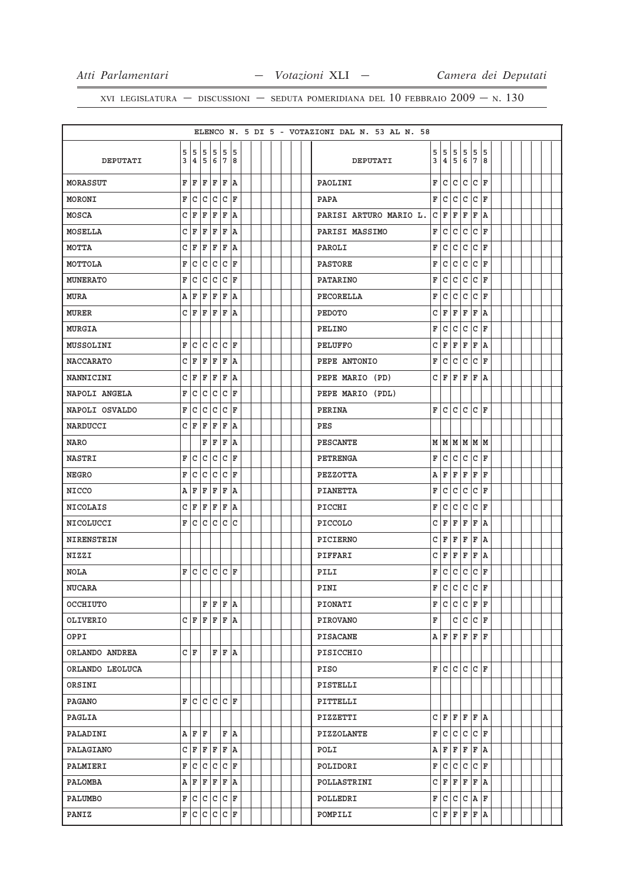XVI LEGISLATURA — DISCUSSIONI — SEDUTA POMERIDIANA DEL 10 FEBBRAIO 2009 — N. 130

ELENCO N. 5 DI 5 - VOTAZIONI DAL N. 53 AL N. 58

| DEPUTATI | 53 | 54 | 55 | 56 | 57 | 58 | DEPUTATI | 53 | 54 | 55 | 56 | 57 | 58 |
|---|---|---|---|---|---|---|---|---|---|---|---|---|---|
| MORASSUT | F | F | F | F | F | A | PAOLINI | F | C | C | C | C | F |
| MORONI | F | C | C | C | C | F | PAPA | F | C | C | C | C | F |
| MOSCA | C | F | F | F | F | A | PARISI ARTURO MARIO L. | C | F | F | F | F | A |
| MOSELLA | C | F | F | F | F | A | PARISI MASSIMO | F | C | C | C | C | F |
| MOTTA | C | F | F | F | F | A | PAROLI | F | C | C | C | C | F |
| MOTTOLA | F | C | C | C | C | F | PASTORE | F | C | C | C | C | F |
| MUNERATO | F | C | C | C | C | F | PATARINO | F | C | C | C | C | F |
| MURA | A | F | F | F | F | A | PECORELLA | F | C | C | C | C | F |
| MURER | C | F | F | F | F | A | PEDOTO | C | F | F | F | F | A |
| MURGIA | | | | | | | PELINO | F | C | C | C | C | F |
| MUSSOLINI | F | C | C | C | C | F | PELUFFO | C | F | F | F | F | A |
| NACCARATO | C | F | F | F | F | A | PEPE ANTONIO | F | C | C | C | C | F |
| NANNICINI | C | F | F | F | F | A | PEPE MARIO (PD) | C | F | F | F | F | A |
| NAPOLI ANGELA | F | C | C | C | C | F | PEPE MARIO (PDL) | | | | | | |
| NAPOLI OSVALDO | F | C | C | C | C | F | PERINA | F | C | C | C | C | F |
| NARDUCCI | C | F | F | F | F | A | PES | | | | | | |
| NARO | | | F | F | F | A | PESCANTE | M | M | M | M | M | M |
| NASTRI | F | C | C | C | C | F | PETRENGA | F | C | C | C | C | F |
| NEGRO | F | C | C | C | C | F | PEZZOTTA | A | F | F | F | F | F |
| NICCO | A | F | F | F | F | A | PIANETTA | F | C | C | C | C | F |
| NICOLAIS | C | F | F | F | F | A | PICCHI | F | C | C | C | C | F |
| NICOLUCCI | F | C | C | C | C | C | PICCOLO | C | F | F | F | F | A |
| NIRENSTEIN | | | | | | | PICIERNO | C | F | F | F | F | A |
| NIZZI | | | | | | | PIFFARI | C | F | F | F | F | A |
| NOLA | F | C | C | C | C | F | PILI | F | C | C | C | C | F |
| NUCARA | | | | | | | PINI | F | C | C | C | C | F |
| OCCHIUTO | | | F | F | F | A | PIONATI | F | C | C | C | F | F |
| OLIVERIO | C | F | F | F | F | A | PIROVANO | F | | C | C | C | F |
| OPPI | | | | | | | PISACANE | A | F | F | F | F | F |
| ORLANDO ANDREA | C | F | | F | F | A | PISICCHIO | | | | | | |
| ORLANDO LEOLUCA | | | | | | | PISO | F | C | C | C | C | F |
| ORSINI | | | | | | | PISTELLI | | | | | | |
| PAGANO | F | C | C | C | C | F | PITTELLI | | | | | | |
| PAGLIA | | | | | | | PIZZETTI | C | F | F | F | F | A |
| PALADINI | A | F | F | | F | A | PIZZOLANTE | F | C | C | C | C | F |
| PALAGIANO | C | F | F | F | F | A | POLI | A | F | F | F | F | A |
| PALMIERI | F | C | C | C | C | F | POLIDORI | F | C | C | C | C | F |
| PALOMBA | A | F | F | F | F | A | POLLASTRINI | C | F | F | F | F | A |
| PALUMBO | F | C | C | C | C | F | POLLEDRI | F | C | C | C | A | F |
| PANIZ | F | C | C | C | C | F | POMPILI | C | F | F | F | F | A |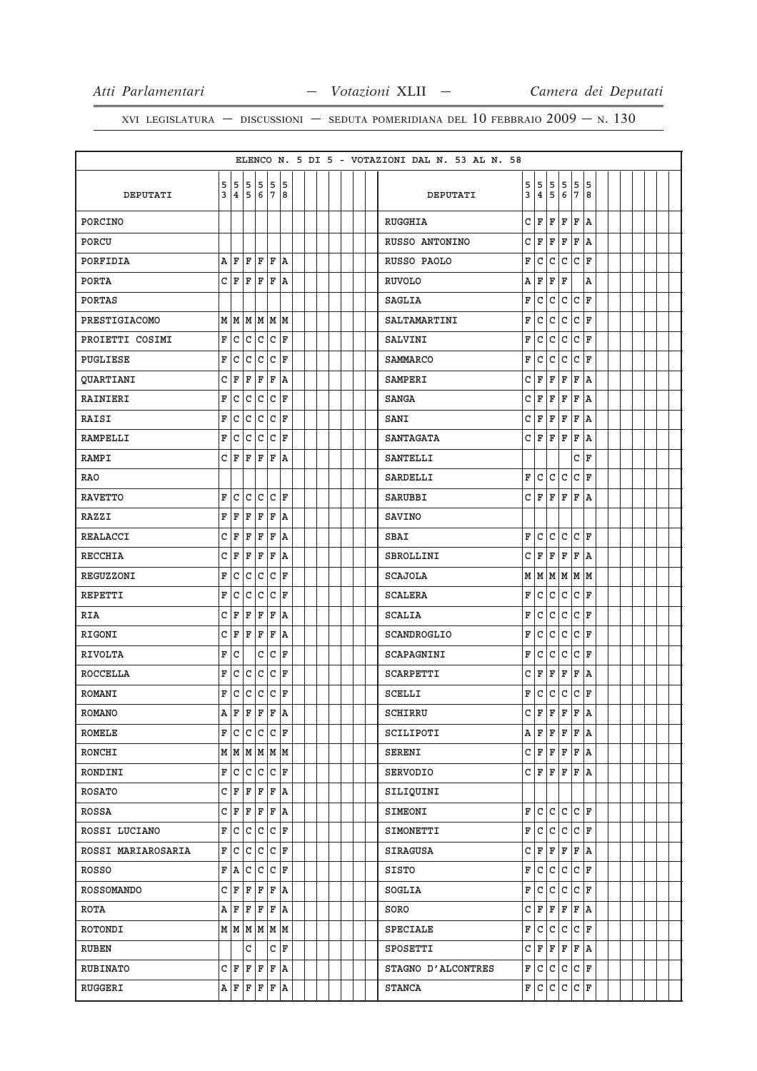XVI LEGISLATURA — DISCUSSIONI — SEDUTA POMERIDIANA DEL 10 FEBBRAIO 2009 — N. 130

ELENCO N. 5 DI 5 - VOTAZIONI DAL N. 53 AL N. 58

| DEPUTATI | 53 | 54 | 55 | 56 | 57 | 58 | DEPUTATI | 53 | 54 | 55 | 56 | 57 | 58 |
|---|---|---|---|---|---|---|---|---|---|---|---|---|---|
| PORCINO | | | | | | | RUGGHIA | C | F | F | F | F | A |
| PORCU | | | | | | | RUSSO ANTONINO | C | F | F | F | F | A |
| PORFIDIA | A | F | F | F | F | A | RUSSO PAOLO | F | C | C | C | C | F |
| PORTA | C | F | F | F | F | A | RUVOLO | A | F | F | F | | A |
| PORTAS | | | | | | | SAGLIA | F | C | C | C | C | F |
| PRESTIGIACOMO | M | M | M | M | M | M | SALTAMARTINI | F | C | C | C | C | F |
| PROIETTI COSIMI | F | C | C | C | C | F | SALVINI | F | C | C | C | C | F |
| PUGLIESE | F | C | C | C | C | F | SAMMARCO | F | C | C | C | C | F |
| QUARTIANI | C | F | F | F | F | A | SAMPERI | C | F | F | F | F | A |
| RAINIERI | F | C | C | C | C | F | SANGA | C | F | F | F | F | A |
| RAISI | F | C | C | C | C | F | SANI | C | F | F | F | F | A |
| RAMPELLI | F | C | C | C | C | F | SANTAGATA | C | F | F | F | F | A |
| RAMPI | C | F | F | F | F | A | SANTELLI | | | | | C | F |
| RAO | | | | | | | SARDELLI | F | C | C | C | C | F |
| RAVETTO | F | C | C | C | C | F | SARUBBI | C | F | F | F | F | A |
| RAZZI | F | F | F | F | F | A | SAVINO | | | | | | |
| REALACCI | C | F | F | F | F | A | SBAI | F | C | C | C | C | F |
| RECCHIA | C | F | F | F | F | A | SBROLLINI | C | F | F | F | F | A |
| REGUZZONI | F | C | C | C | C | F | SCAJOLA | M | M | M | M | M | M |
| REPETTI | F | C | C | C | C | F | SCALERA | F | C | C | C | C | F |
| RIA | C | F | F | F | F | A | SCALIA | F | C | C | C | C | F |
| RIGONI | C | F | F | F | F | A | SCANDROGLIO | F | C | C | C | C | F |
| RIVOLTA | F | C | | C | C | F | SCAPAGNINI | F | C | C | C | C | F |
| ROCCELLA | F | C | C | C | C | F | SCARPETTI | C | F | F | F | F | A |
| ROMANI | F | C | C | C | C | F | SCELLI | F | C | C | C | C | F |
| ROMANO | A | F | F | F | F | A | SCHIRRU | C | F | F | F | F | A |
| ROMELE | F | C | C | C | C | F | SCILIPOTI | A | F | F | F | F | A |
| RONCHI | M | M | M | M | M | M | SERENI | C | F | F | F | F | A |
| RONDINI | F | C | C | C | C | F | SERVODIO | C | F | F | F | F | A |
| ROSATO | C | F | F | F | F | A | SILIQUINI | | | | | | |
| ROSSA | C | F | F | F | F | A | SIMEONI | F | C | C | C | C | F |
| ROSSI LUCIANO | F | C | C | C | C | F | SIMONETTI | F | C | C | C | C | F |
| ROSSI MARIAROSARIA | F | C | C | C | C | F | SIRAGUSA | C | F | F | F | F | A |
| ROSSO | F | A | C | C | C | F | SISTO | F | C | C | C | C | F |
| ROSSOMANDO | C | F | F | F | F | A | SOGLIA | F | C | C | C | C | F |
| ROTA | A | F | F | F | F | A | SORO | C | F | F | F | F | A |
| ROTONDI | M | M | M | M | M | M | SPECIALE | F | C | C | C | C | F |
| RUBEN | | | C | | C | F | SPOSETTI | C | F | F | F | F | A |
| RUBINATO | C | F | F | F | F | A | STAGNO D'ALCONTRES | F | C | C | C | C | F |
| RUGGERI | A | F | F | F | F | A | STANCA | F | C | C | C | C | F |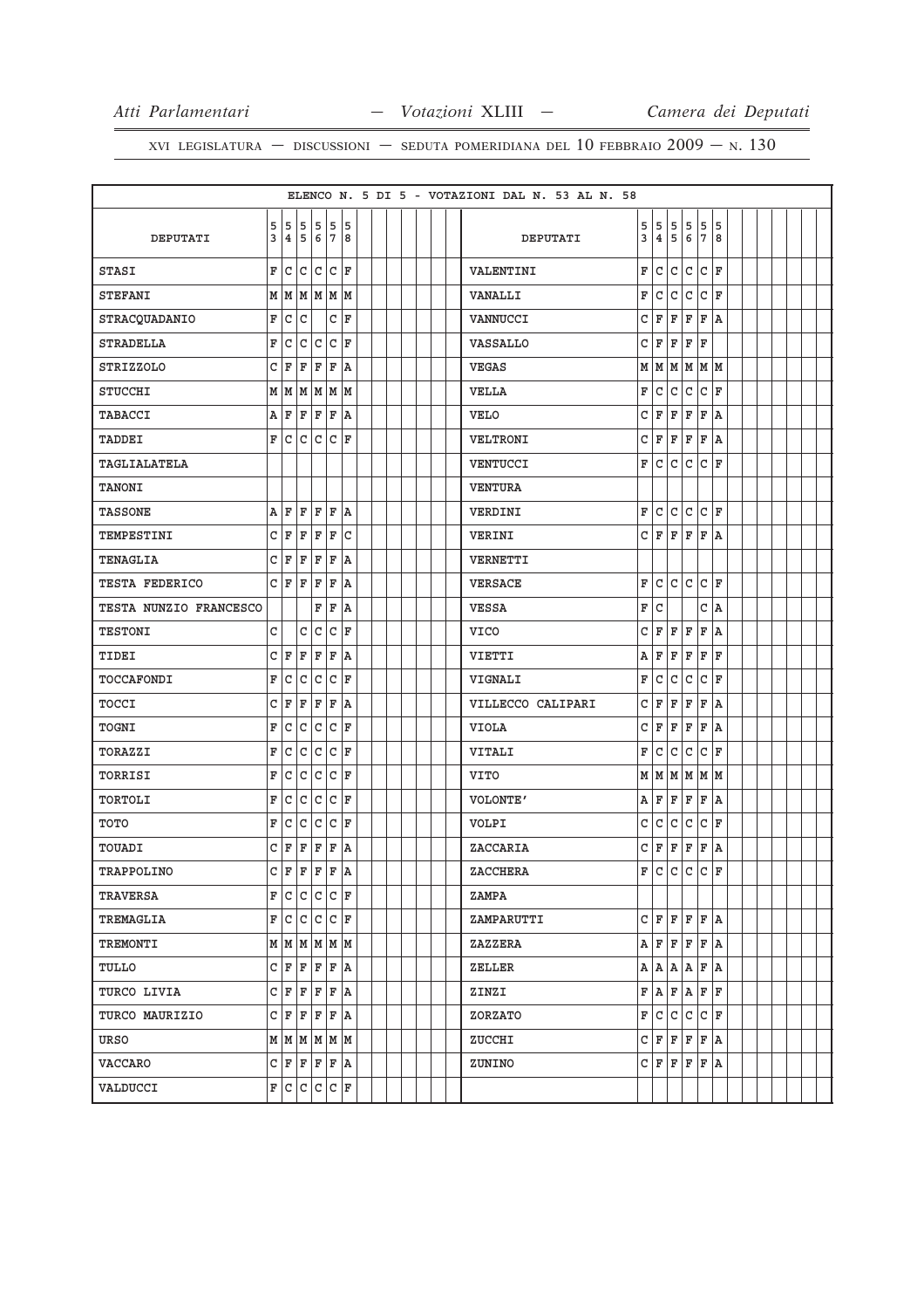ELENCO N. 5 DI 5 - VOTAZIONI DAL N. 53 AL N. 58

| DEPUTATI | 53 | 54 | 55 | 56 | 57 | 58 | DEPUTATI | 53 | 54 | 55 | 56 | 57 | 58 |
|---|---|---|---|---|---|---|---|---|---|---|---|---|---|
| STASI | F | C | C | C | C | F | VALENTINI | F | C | C | C | C | F |
| STEFANI | M | M | M | M | M | M | VANALLI | F | C | C | C | C | F |
| STRACQUADANIO | F | C | C | | C | F | VANNUCCI | C | F | F | F | F | A |
| STRADELLA | F | C | C | C | C | F | VASSALLO | C | F | F | F | F | |
| STRIZZOLO | C | F | F | F | F | A | VEGAS | M | M | M | M | M | M |
| STUCCHI | M | M | M | M | M | M | VELLA | F | C | C | C | C | F |
| TABACCI | A | F | F | F | F | A | VELO | C | F | F | F | F | A |
| TADDEI | F | C | C | C | C | F | VELTRONI | C | F | F | F | F | A |
| TAGLIALATELA | | | | | | | VENTUCCI | F | C | C | C | C | F |
| TANONI | | | | | | | VENTURA | | | | | | |
| TASSONE | A | F | F | F | F | A | VERDINI | F | C | C | C | C | F |
| TEMPESTINI | C | F | F | F | F | C | VERINI | C | F | F | F | F | A |
| TENAGLIA | C | F | F | F | F | A | VERNETTI | | | | | | |
| TESTA FEDERICO | C | F | F | F | F | A | VERSACE | F | C | C | C | C | F |
| TESTA NUNZIO FRANCESCO | | | | F | F | A | VESSA | F | C | | | C | A |
| TESTONI | C | | C | C | C | F | VICO | C | F | F | F | F | A |
| TIDEI | C | F | F | F | F | A | VIETTI | A | F | F | F | F | F |
| TOCCAFONDI | F | C | C | C | C | F | VIGNALI | F | C | C | C | C | F |
| TOCCI | C | F | F | F | F | A | VILLECCO CALIPARI | C | F | F | F | F | A |
| TOGNI | F | C | C | C | C | F | VIOLA | C | F | F | F | F | A |
| TORAZZI | F | C | C | C | C | F | VITALI | F | C | C | C | C | F |
| TORRISI | F | C | C | C | C | F | VITO | M | M | M | M | M | M |
| TORTOLI | F | C | C | C | C | F | VOLONTE' | A | F | F | F | F | A |
| TOTO | F | C | C | C | C | F | VOLPI | C | C | C | C | C | F |
| TOUADI | C | F | F | F | F | A | ZACCARIA | C | F | F | F | F | A |
| TRAPPOLINO | C | F | F | F | F | A | ZACCHERA | F | C | C | C | C | F |
| TRAVERSA | F | C | C | C | C | F | ZAMPA | | | | | | |
| TREMAGLIA | F | C | C | C | C | F | ZAMPARUTTI | C | F | F | F | F | A |
| TREMONTI | M | M | M | M | M | M | ZAZZERA | A | F | F | F | F | A |
| TULLO | C | F | F | F | F | A | ZELLER | A | A | A | A | F | A |
| TURCO LIVIA | C | F | F | F | F | A | ZINZI | F | A | F | A | F | F |
| TURCO MAURIZIO | C | F | F | F | F | A | ZORZATO | F | C | C | C | C | F |
| URSO | M | M | M | M | M | M | ZUCCHI | C | F | F | F | F | A |
| VACCARO | C | F | F | F | F | A | ZUNINO | C | F | F | F | F | A |
| VALDUCCI | F | C | C | C | C | F | | | | | | | |